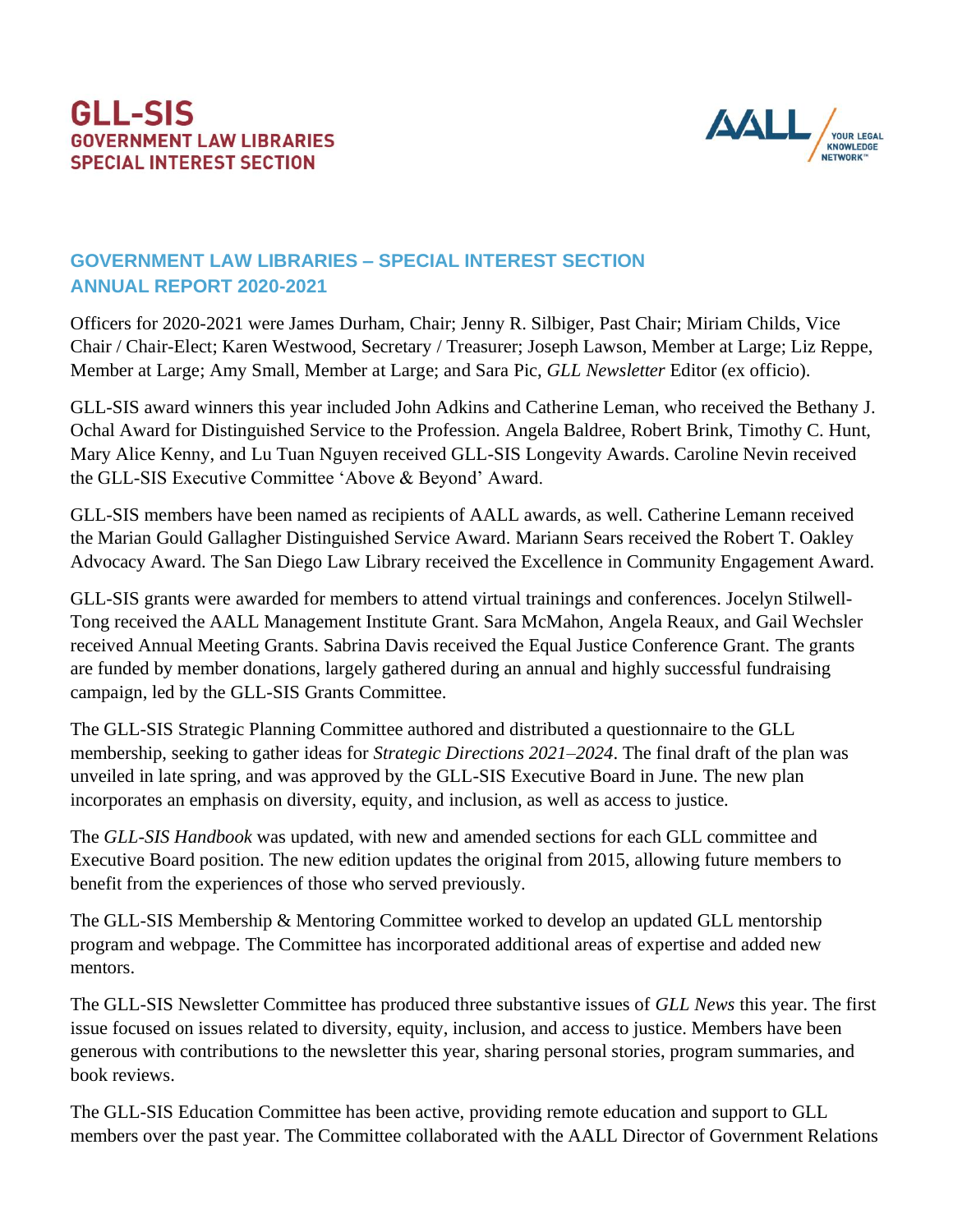# GLL-SIS
## GOVERNMENT LAW LIBRARIES SPECIAL INTEREST SECTION

AALL YOUR LEGAL KNOWLEDGE NETWORK™

## GOVERNMENT LAW LIBRARIES – SPECIAL INTEREST SECTION
## ANNUAL REPORT 2020-2021

Officers for 2020-2021 were James Durham, Chair; Jenny R. Silbiger, Past Chair; Miriam Childs, Vice Chair / Chair-Elect; Karen Westwood, Secretary / Treasurer; Joseph Lawson, Member at Large; Liz Reppe, Member at Large; Amy Small, Member at Large; and Sara Pic, *GLL Newsletter* Editor (ex officio).

GLL-SIS award winners this year included John Adkins and Catherine Leman, who received the Bethany J. Ochal Award for Distinguished Service to the Profession. Angela Baldree, Robert Brink, Timothy C. Hunt, Mary Alice Kenny, and Lu Tuan Nguyen received GLL-SIS Longevity Awards. Caroline Nevin received the GLL-SIS Executive Committee 'Above & Beyond' Award.

GLL-SIS members have been named as recipients of AALL awards, as well. Catherine Lemann received the Marian Gould Gallagher Distinguished Service Award. Mariann Sears received the Robert T. Oakley Advocacy Award. The San Diego Law Library received the Excellence in Community Engagement Award.

GLL-SIS grants were awarded for members to attend virtual trainings and conferences. Jocelyn Stilwell-Tong received the AALL Management Institute Grant. Sara McMahon, Angela Reaux, and Gail Wechsler received Annual Meeting Grants. Sabrina Davis received the Equal Justice Conference Grant. The grants are funded by member donations, largely gathered during an annual and highly successful fundraising campaign, led by the GLL-SIS Grants Committee.

The GLL-SIS Strategic Planning Committee authored and distributed a questionnaire to the GLL membership, seeking to gather ideas for *Strategic Directions 2021–2024*. The final draft of the plan was unveiled in late spring, and was approved by the GLL-SIS Executive Board in June. The new plan incorporates an emphasis on diversity, equity, and inclusion, as well as access to justice.

The *GLL-SIS Handbook* was updated, with new and amended sections for each GLL committee and Executive Board position. The new edition updates the original from 2015, allowing future members to benefit from the experiences of those who served previously.

The GLL-SIS Membership & Mentoring Committee worked to develop an updated GLL mentorship program and webpage. The Committee has incorporated additional areas of expertise and added new mentors.

The GLL-SIS Newsletter Committee has produced three substantive issues of *GLL News* this year. The first issue focused on issues related to diversity, equity, inclusion, and access to justice. Members have been generous with contributions to the newsletter this year, sharing personal stories, program summaries, and book reviews.

The GLL-SIS Education Committee has been active, providing remote education and support to GLL members over the past year. The Committee collaborated with the AALL Director of Government Relations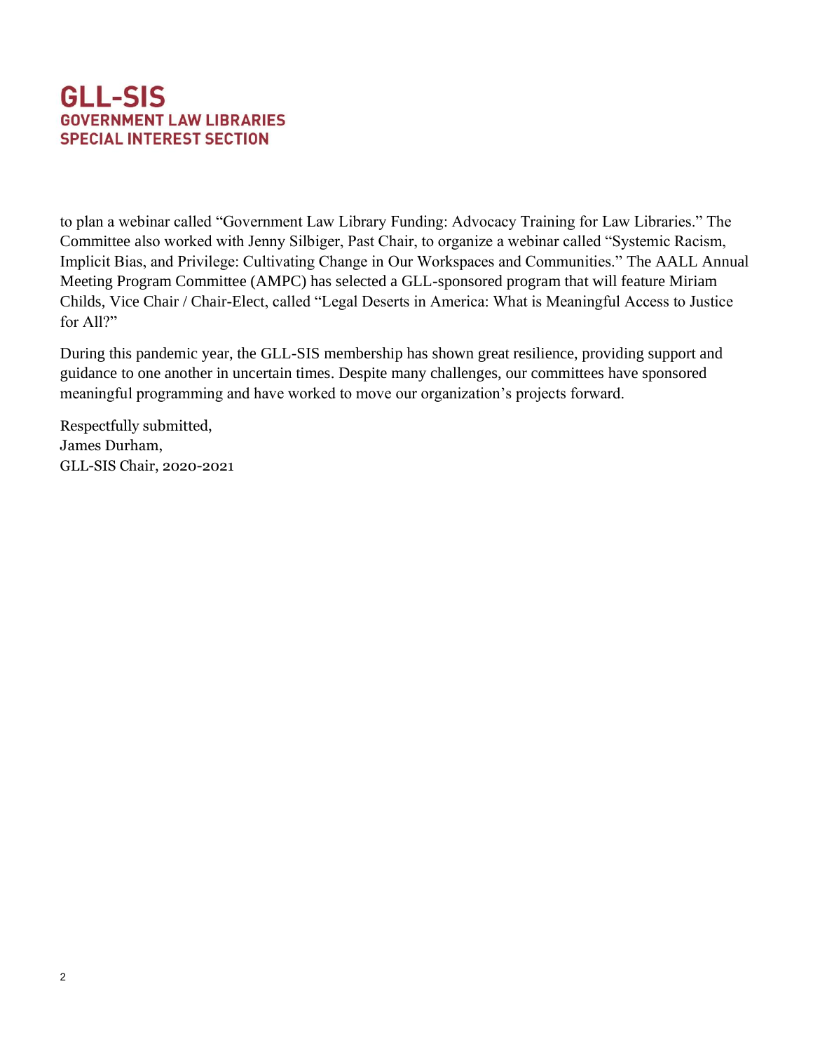to plan a webinar called "Government Law Library Funding: Advocacy Training for Law Libraries." The Committee also worked with Jenny Silbiger, Past Chair, to organize a webinar called "Systemic Racism, Implicit Bias, and Privilege: Cultivating Change in Our Workspaces and Communities." The AALL Annual Meeting Program Committee (AMPC) has selected a GLL-sponsored program that will feature Miriam Childs, Vice Chair / Chair-Elect, called "Legal Deserts in America: What is Meaningful Access to Justice for All?"

During this pandemic year, the GLL-SIS membership has shown great resilience, providing support and guidance to one another in uncertain times. Despite many challenges, our committees have sponsored meaningful programming and have worked to move our organization's projects forward.

Respectfully submitted,  
James Durham,  
GLL-SIS Chair, 2020-2021